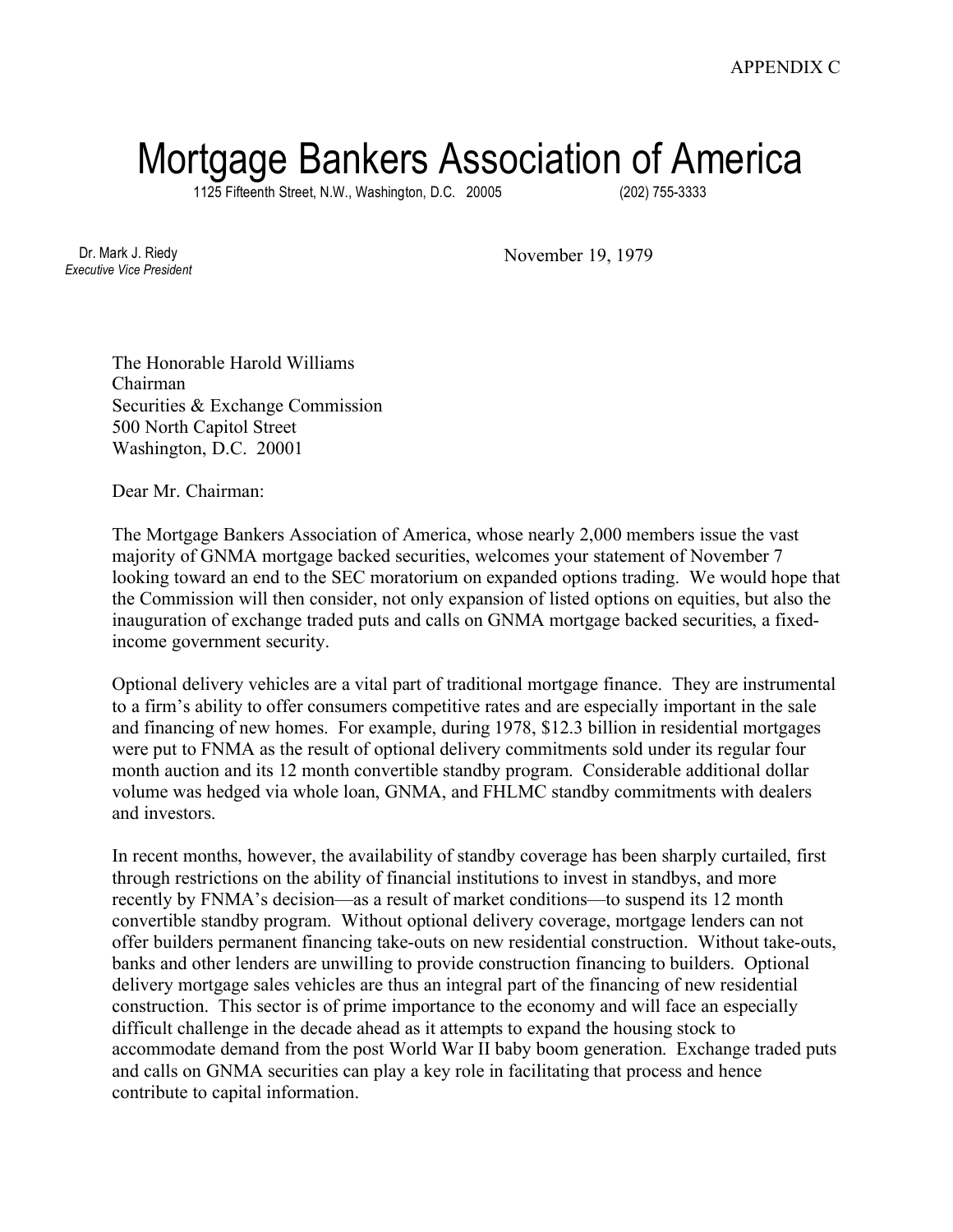APPENDIX C

# Mortgage Bankers Association of America

1125 Fifteenth Street, N.W., Washington, D.C. 20005 (202) 755-3333

Dr. Mark J. Riedy
*Executive Vice President*

November 19, 1979

The Honorable Harold Williams
Chairman
Securities & Exchange Commission
500 North Capitol Street
Washington, D.C. 20001

Dear Mr. Chairman:

The Mortgage Bankers Association of America, whose nearly 2,000 members issue the vast majority of GNMA mortgage backed securities, welcomes your statement of November 7 looking toward an end to the SEC moratorium on expanded options trading. We would hope that the Commission will then consider, not only expansion of listed options on equities, but also the inauguration of exchange traded puts and calls on GNMA mortgage backed securities, a fixed-income government security.

Optional delivery vehicles are a vital part of traditional mortgage finance. They are instrumental to a firm's ability to offer consumers competitive rates and are especially important in the sale and financing of new homes. For example, during 1978, $12.3 billion in residential mortgages were put to FNMA as the result of optional delivery commitments sold under its regular four month auction and its 12 month convertible standby program. Considerable additional dollar volume was hedged via whole loan, GNMA, and FHLMC standby commitments with dealers and investors.

In recent months, however, the availability of standby coverage has been sharply curtailed, first through restrictions on the ability of financial institutions to invest in standbys, and more recently by FNMA's decision—as a result of market conditions—to suspend its 12 month convertible standby program. Without optional delivery coverage, mortgage lenders can not offer builders permanent financing take-outs on new residential construction. Without take-outs, banks and other lenders are unwilling to provide construction financing to builders. Optional delivery mortgage sales vehicles are thus an integral part of the financing of new residential construction. This sector is of prime importance to the economy and will face an especially difficult challenge in the decade ahead as it attempts to expand the housing stock to accommodate demand from the post World War II baby boom generation. Exchange traded puts and calls on GNMA securities can play a key role in facilitating that process and hence contribute to capital information.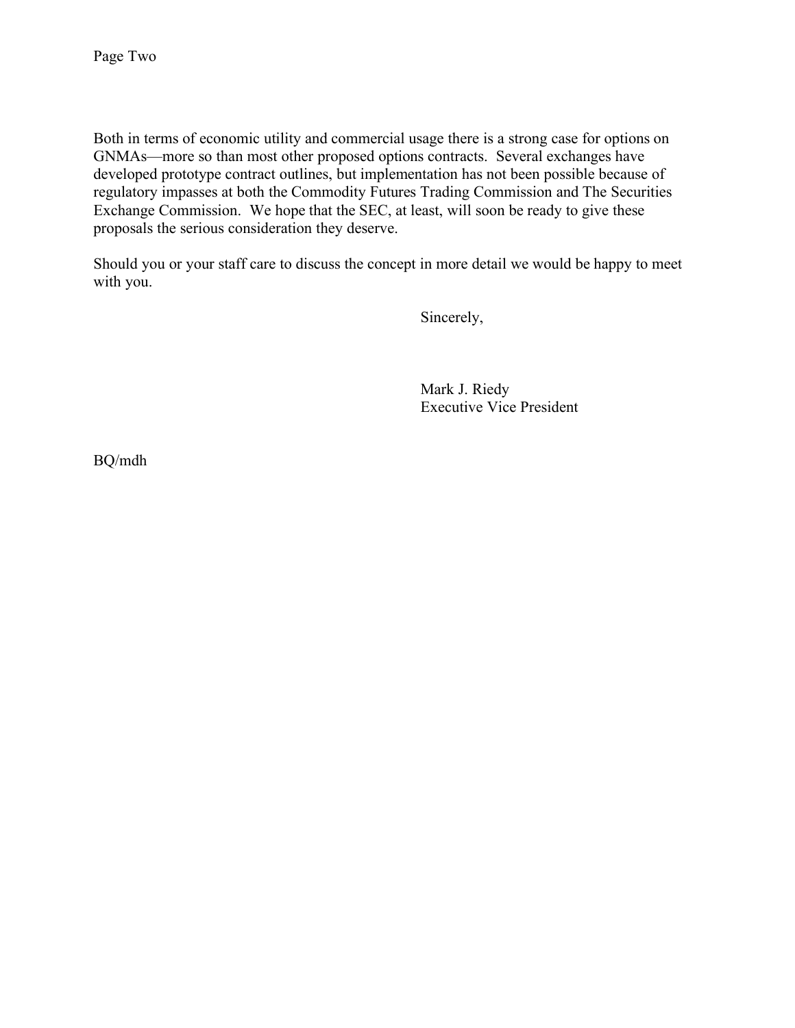Both in terms of economic utility and commercial usage there is a strong case for options on GNMAs—more so than most other proposed options contracts. Several exchanges have developed prototype contract outlines, but implementation has not been possible because of regulatory impasses at both the Commodity Futures Trading Commission and The Securities Exchange Commission. We hope that the SEC, at least, will soon be ready to give these proposals the serious consideration they deserve.

Should you or your staff care to discuss the concept in more detail we would be happy to meet with you.

Sincerely,

Mark J. Riedy
Executive Vice President

BQ/mdh